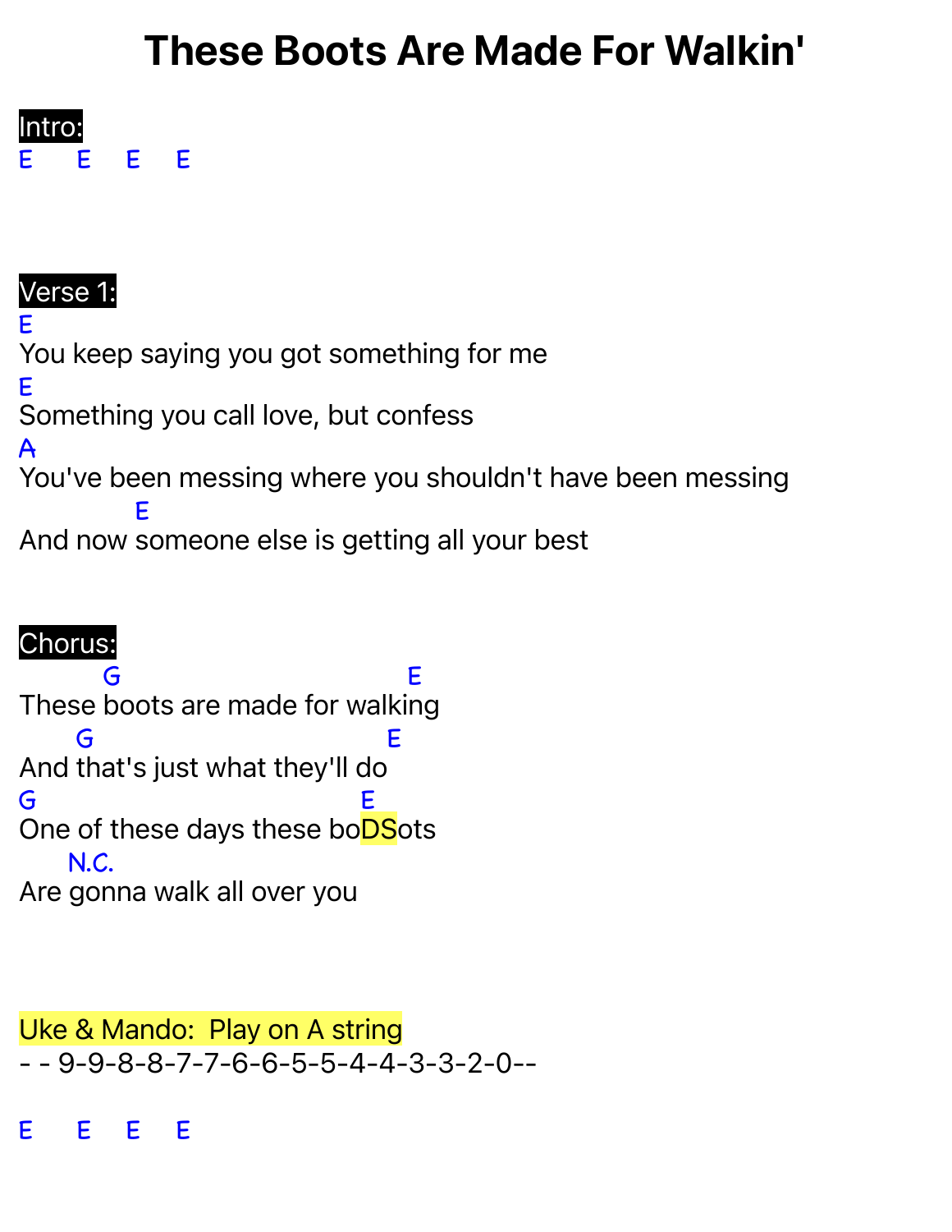# These Boots Are Made For Walkin'

**Intro:**

```
E     E     E     E
```

**Verse 1:**

```
E
You keep saying you got something for me
E
Something you call love, but confess
A
You've been messing where you shouldn't have been messing
              E
And now someone else is getting all your best
```

**Chorus:**

```
          G                                E
These boots are made for walking
      G                                E
And that's just what they'll do
G                                      E
One of these days these boDSots
     N.C.
Are gonna walk all over you
```

Uke & Mando: Play on A string

- - 9-9-8-8-7-7-6-6-5-5-4-4-3-3-2-0--

```
E     E     E     E
```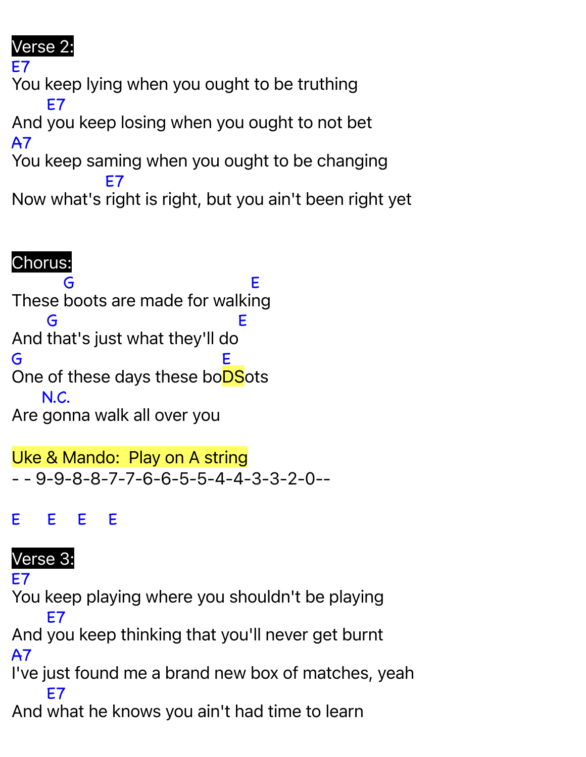**Verse 2:**

```
E7
You keep lying when you ought to be truthing
      E7
And you keep losing when you ought to not bet
A7
You keep saming when you ought to be changing
                E7
Now what's right is right, but you ain't been right yet
```

**Chorus:**

```
         G                                E
These boots are made for walking
      G                                E
And that's just what they'll do
G                                 E
One of these days these boDSots
     N.C.
Are gonna walk all over you
```

Uke & Mando: Play on A string

```
- - 9-9-8-8-7-7-6-6-5-5-4-4-3-3-2-0--

E     E    E    E
```

**Verse 3:**

```
E7
You keep playing where you shouldn't be playing
      E7
And you keep thinking that you'll never get burnt
A7
I've just found me a brand new box of matches, yeah
      E7
And what he knows you ain't had time to learn
```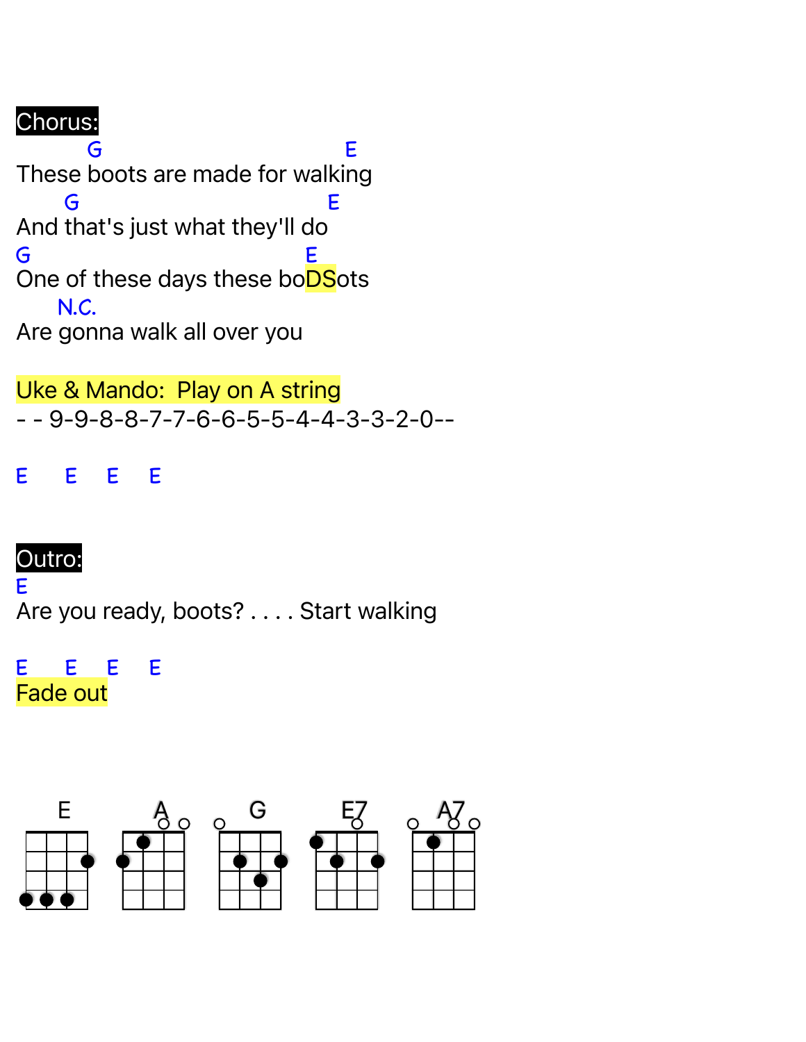**Chorus:**

```
         G                               E
These boots are made for walking
       G                              E
And that's just what they'll do
G                                  E
One of these days these boDSots
     N.C.
Are gonna walk all over you
```

Uke & Mando:  Play on A string

- - 9-9-8-8-7-7-6-6-5-5-4-4-3-3-2-0--

```
E     E    E    E
```

**Outro:**

```
E
Are you ready, boots? . . . . Start walking

E     E    E    E
```

Fade out

E    A    G    E7    A7